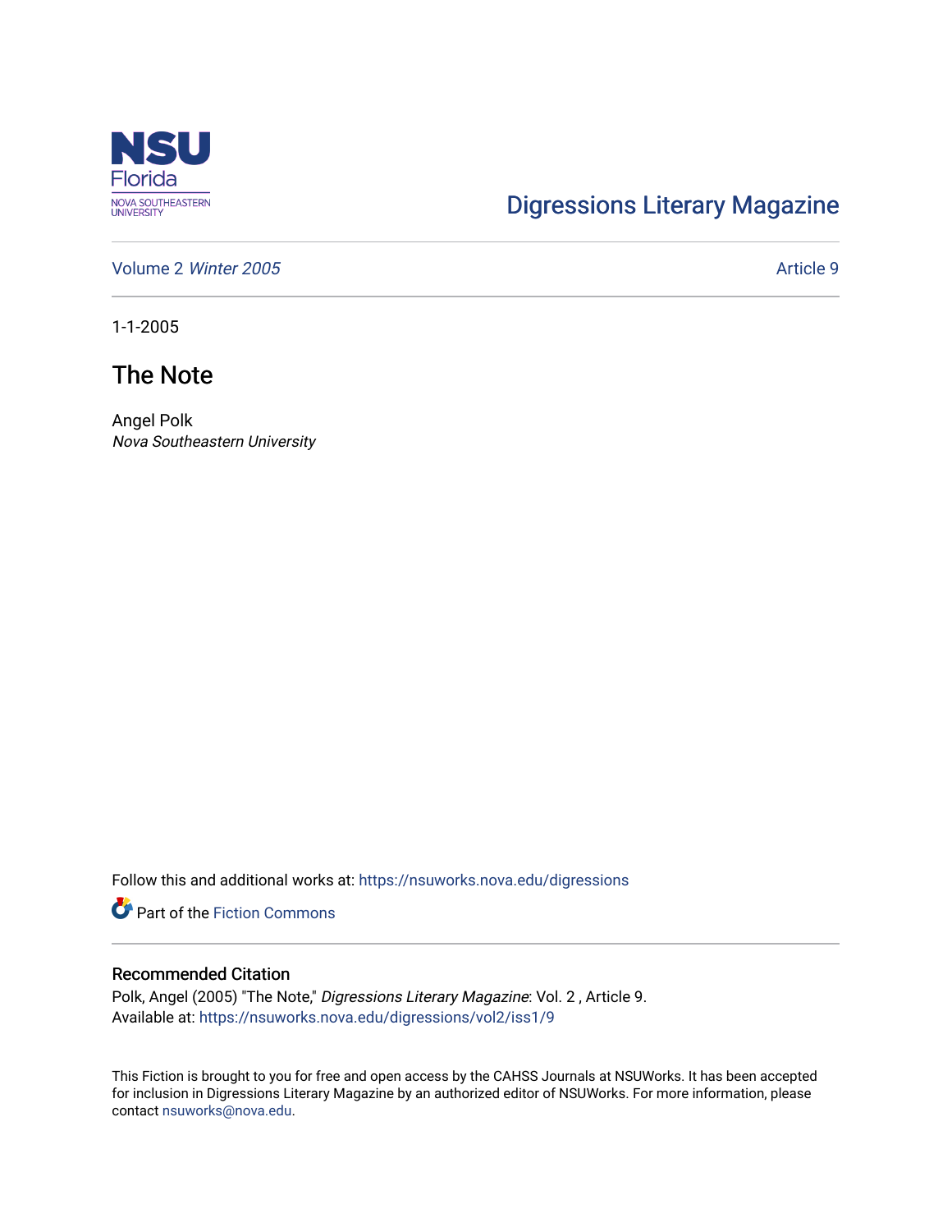Digressions Literary Magazine

Volume 2 *Winter 2005*

Article 9

1-1-2005

# The Note

Angel Polk
*Nova Southeastern University*

Follow this and additional works at: https://nsuworks.nova.edu/digressions

Part of the Fiction Commons

## Recommended Citation

Polk, Angel (2005) "The Note," *Digressions Literary Magazine*: Vol. 2 , Article 9.
Available at: https://nsuworks.nova.edu/digressions/vol2/iss1/9

This Fiction is brought to you for free and open access by the CAHSS Journals at NSUWorks. It has been accepted for inclusion in Digressions Literary Magazine by an authorized editor of NSUWorks. For more information, please contact nsuworks@nova.edu.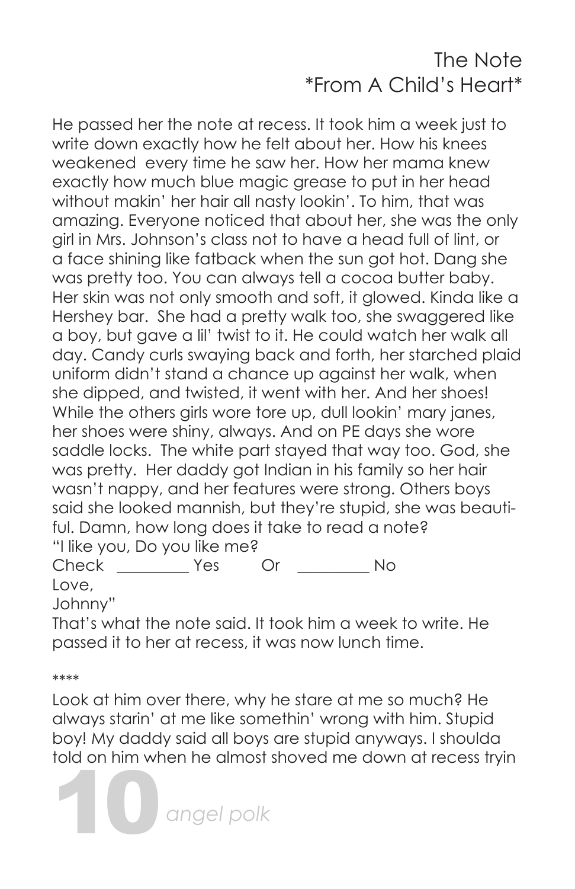# The Note
## \*From A Child's Heart\*

He passed her the note at recess. It took him a week just to write down exactly how he felt about her. How his knees weakened every time he saw her. How her mama knew exactly how much blue magic grease to put in her head without makin' her hair all nasty lookin'. To him, that was amazing. Everyone noticed that about her, she was the only girl in Mrs. Johnson's class not to have a head full of lint, or a face shining like fatback when the sun got hot. Dang she was pretty too. You can always tell a cocoa butter baby. Her skin was not only smooth and soft, it glowed. Kinda like a Hershey bar. She had a pretty walk too, she swaggered like a boy, but gave a lil' twist to it. He could watch her walk all day. Candy curls swaying back and forth, her starched plaid uniform didn't stand a chance up against her walk, when she dipped, and twisted, it went with her. And her shoes! While the others girls wore tore up, dull lookin' mary janes, her shoes were shiny, always. And on PE days she wore saddle locks. The white part stayed that way too. God, she was pretty. Her daddy got Indian in his family so her hair wasn't nappy, and her features were strong. Others boys said she looked mannish, but they're stupid, she was beautiful. Damn, how long does it take to read a note?

"I like you, Do you like me?

Check _________ Yes Or _________ No

Love,

Johnny"

That's what the note said. It took him a week to write. He passed it to her at recess, it was now lunch time.

\*\*\*\*

Look at him over there, why he stare at me so much? He always starin' at me like somethin' wrong with him. Stupid boy! My daddy said all boys are stupid anyways. I shoulda told on him when he almost shoved me down at recess tryin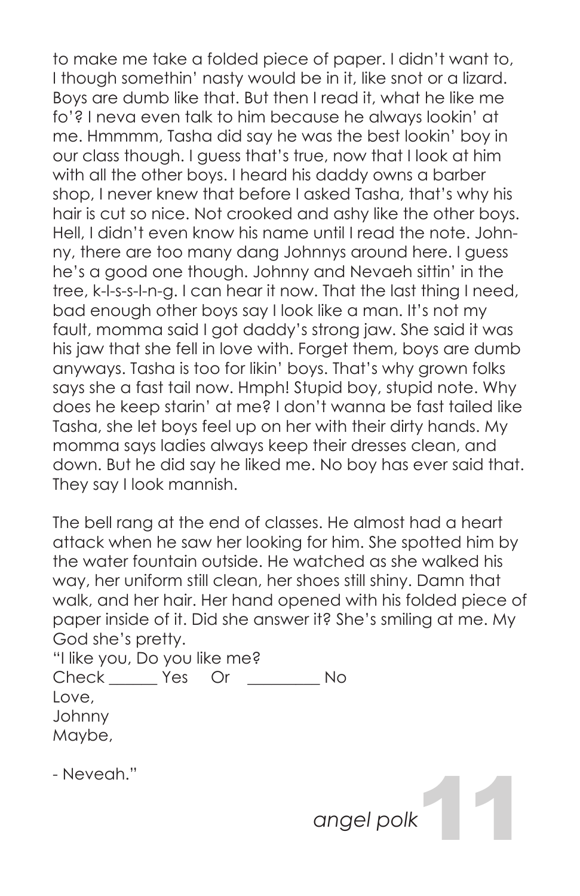to make me take a folded piece of paper. I didn't want to, I though somethin' nasty would be in it, like snot or a lizard. Boys are dumb like that. But then I read it, what he like me fo'? I neva even talk to him because he always lookin' at me. Hmmmm, Tasha did say he was the best lookin' boy in our class though. I guess that's true, now that I look at him with all the other boys. I heard his daddy owns a barber shop, I never knew that before I asked Tasha, that's why his hair is cut so nice. Not crooked and ashy like the other boys. Hell, I didn't even know his name until I read the note. Johnny, there are too many dang Johnnys around here. I guess he's a good one though. Johnny and Nevaeh sittin' in the tree, k-I-s-s-I-n-g. I can hear it now. That the last thing I need, bad enough other boys say I look like a man. It's not my fault, momma said I got daddy's strong jaw. She said it was his jaw that she fell in love with. Forget them, boys are dumb anyways. Tasha is too for likin' boys. That's why grown folks says she a fast tail now. Hmph! Stupid boy, stupid note. Why does he keep starin' at me? I don't wanna be fast tailed like Tasha, she let boys feel up on her with their dirty hands. My momma says ladies always keep their dresses clean, and down. But he did say he liked me. No boy has ever said that. They say I look mannish.

The bell rang at the end of classes. He almost had a heart attack when he saw her looking for him. She spotted him by the water fountain outside. He watched as she walked his way, her uniform still clean, her shoes still shiny. Damn that walk, and her hair. Her hand opened with his folded piece of paper inside of it. Did she answer it? She's smiling at me. My God she's pretty.

"I like you, Do you like me?
Check ______ Yes Or _________ No
Love,
Johnny
Maybe,

- Neveah."

*angel polk*